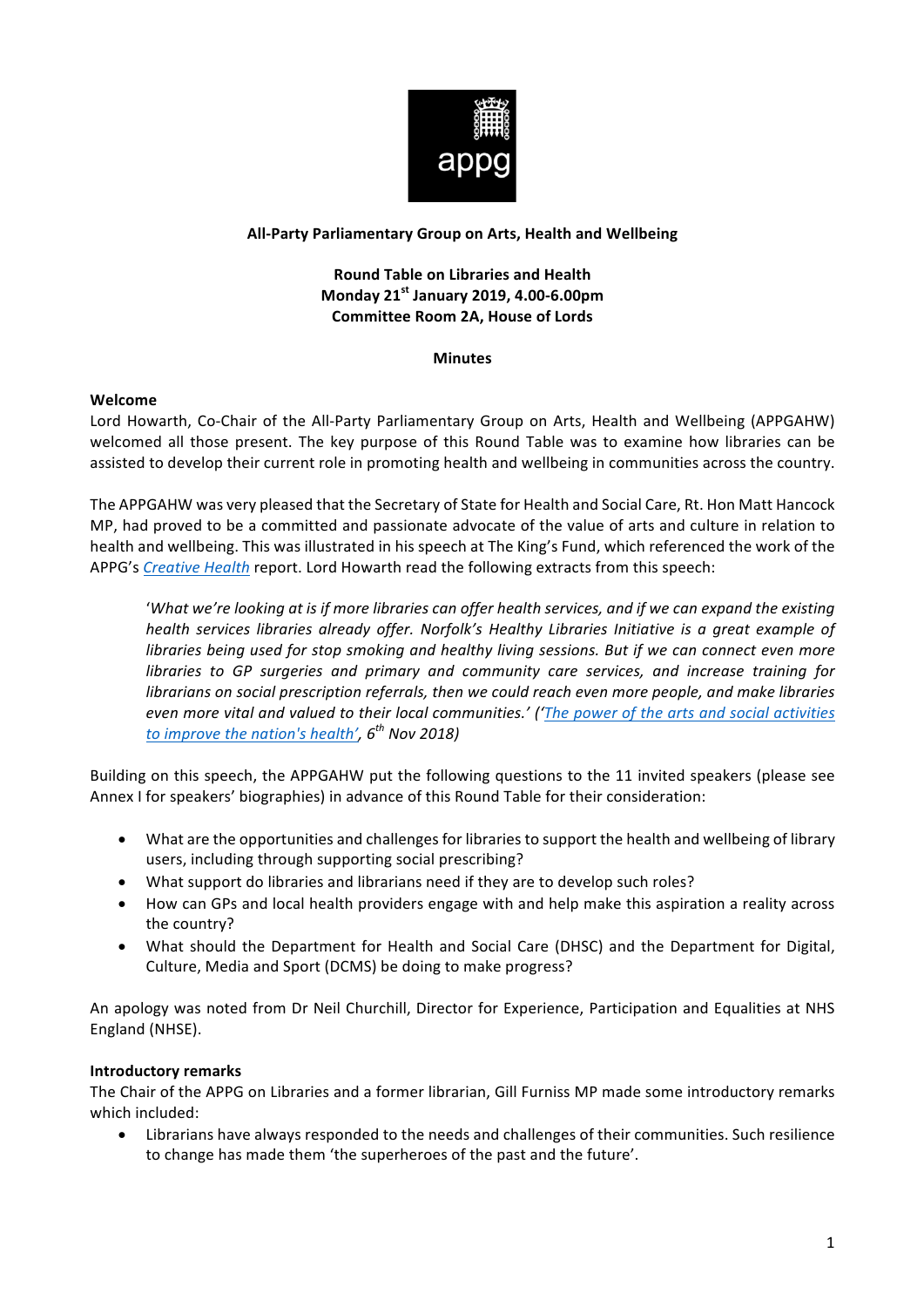**All-Party Parliamentary Group on Arts, Health and Wellbeing**

**Round Table on Libraries and Health**
**Monday 21st January 2019, 4.00-6.00pm**
**Committee Room 2A, House of Lords**

**Minutes**

**Welcome**

Lord Howarth, Co-Chair of the All-Party Parliamentary Group on Arts, Health and Wellbeing (APPGAHW) welcomed all those present. The key purpose of this Round Table was to examine how libraries can be assisted to develop their current role in promoting health and wellbeing in communities across the country.

The APPGAHW was very pleased that the Secretary of State for Health and Social Care, Rt. Hon Matt Hancock MP, had proved to be a committed and passionate advocate of the value of arts and culture in relation to health and wellbeing. This was illustrated in his speech at The King's Fund, which referenced the work of the APPG's *Creative Health* report. Lord Howarth read the following extracts from this speech:

> '*What we're looking at is if more libraries can offer health services, and if we can expand the existing health services libraries already offer. Norfolk's Healthy Libraries Initiative is a great example of libraries being used for stop smoking and healthy living sessions. But if we can connect even more libraries to GP surgeries and primary and community care services, and increase training for librarians on social prescription referrals, then we could reach even more people, and make libraries even more vital and valued to their local communities.' ('The power of the arts and social activities to improve the nation's health', 6th Nov 2018)*

Building on this speech, the APPGAHW put the following questions to the 11 invited speakers (please see Annex I for speakers' biographies) in advance of this Round Table for their consideration:

- What are the opportunities and challenges for libraries to support the health and wellbeing of library users, including through supporting social prescribing?
- What support do libraries and librarians need if they are to develop such roles?
- How can GPs and local health providers engage with and help make this aspiration a reality across the country?
- What should the Department for Health and Social Care (DHSC) and the Department for Digital, Culture, Media and Sport (DCMS) be doing to make progress?

An apology was noted from Dr Neil Churchill, Director for Experience, Participation and Equalities at NHS England (NHSE).

**Introductory remarks**

The Chair of the APPG on Libraries and a former librarian, Gill Furniss MP made some introductory remarks which included:

- Librarians have always responded to the needs and challenges of their communities. Such resilience to change has made them 'the superheroes of the past and the future'.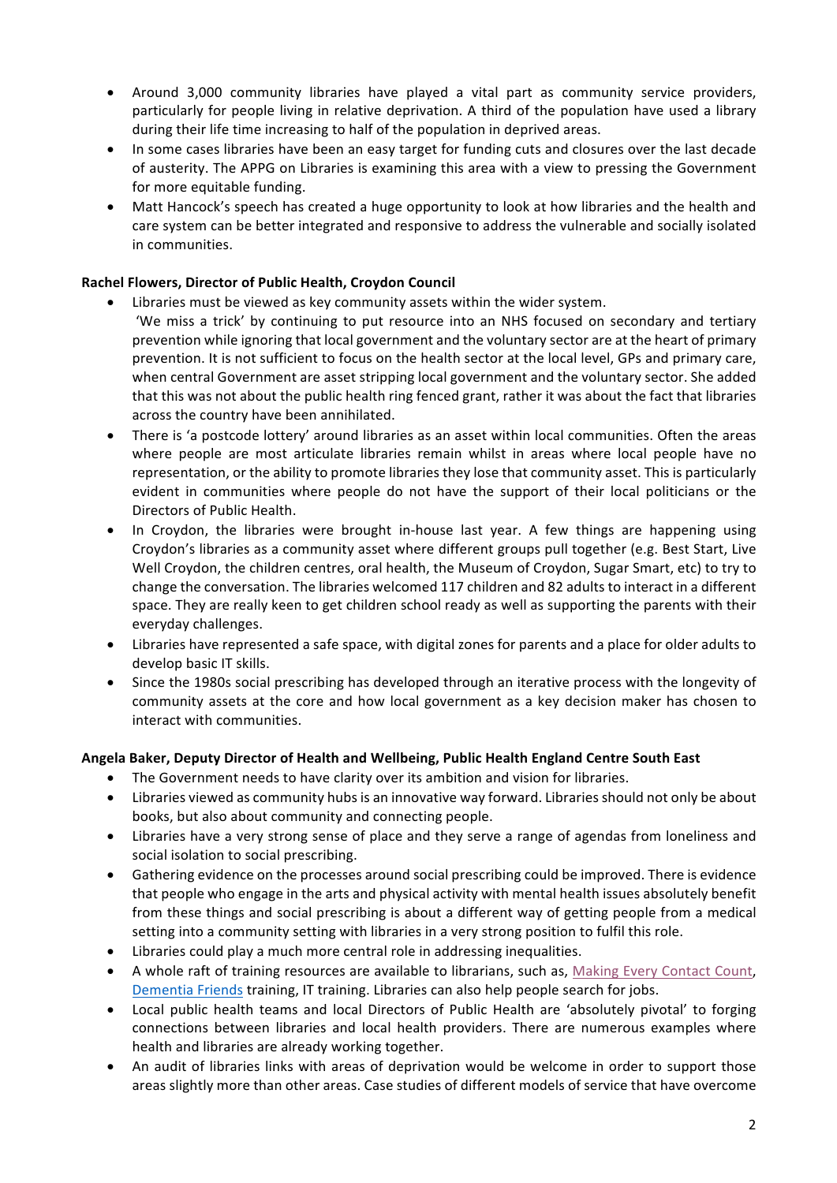- Around 3,000 community libraries have played a vital part as community service providers, particularly for people living in relative deprivation. A third of the population have used a library during their life time increasing to half of the population in deprived areas.
- In some cases libraries have been an easy target for funding cuts and closures over the last decade of austerity. The APPG on Libraries is examining this area with a view to pressing the Government for more equitable funding.
- Matt Hancock's speech has created a huge opportunity to look at how libraries and the health and care system can be better integrated and responsive to address the vulnerable and socially isolated in communities.

**Rachel Flowers, Director of Public Health, Croydon Council**

- Libraries must be viewed as key community assets within the wider system.
  'We miss a trick' by continuing to put resource into an NHS focused on secondary and tertiary prevention while ignoring that local government and the voluntary sector are at the heart of primary prevention. It is not sufficient to focus on the health sector at the local level, GPs and primary care, when central Government are asset stripping local government and the voluntary sector. She added that this was not about the public health ring fenced grant, rather it was about the fact that libraries across the country have been annihilated.
- There is 'a postcode lottery' around libraries as an asset within local communities. Often the areas where people are most articulate libraries remain whilst in areas where local people have no representation, or the ability to promote libraries they lose that community asset. This is particularly evident in communities where people do not have the support of their local politicians or the Directors of Public Health.
- In Croydon, the libraries were brought in-house last year. A few things are happening using Croydon's libraries as a community asset where different groups pull together (e.g. Best Start, Live Well Croydon, the children centres, oral health, the Museum of Croydon, Sugar Smart, etc) to try to change the conversation. The libraries welcomed 117 children and 82 adults to interact in a different space. They are really keen to get children school ready as well as supporting the parents with their everyday challenges.
- Libraries have represented a safe space, with digital zones for parents and a place for older adults to develop basic IT skills.
- Since the 1980s social prescribing has developed through an iterative process with the longevity of community assets at the core and how local government as a key decision maker has chosen to interact with communities.

**Angela Baker, Deputy Director of Health and Wellbeing, Public Health England Centre South East**

- The Government needs to have clarity over its ambition and vision for libraries.
- Libraries viewed as community hubs is an innovative way forward. Libraries should not only be about books, but also about community and connecting people.
- Libraries have a very strong sense of place and they serve a range of agendas from loneliness and social isolation to social prescribing.
- Gathering evidence on the processes around social prescribing could be improved. There is evidence that people who engage in the arts and physical activity with mental health issues absolutely benefit from these things and social prescribing is about a different way of getting people from a medical setting into a community setting with libraries in a very strong position to fulfil this role.
- Libraries could play a much more central role in addressing inequalities.
- A whole raft of training resources are available to librarians, such as, Making Every Contact Count, Dementia Friends training, IT training. Libraries can also help people search for jobs.
- Local public health teams and local Directors of Public Health are 'absolutely pivotal' to forging connections between libraries and local health providers. There are numerous examples where health and libraries are already working together.
- An audit of libraries links with areas of deprivation would be welcome in order to support those areas slightly more than other areas. Case studies of different models of service that have overcome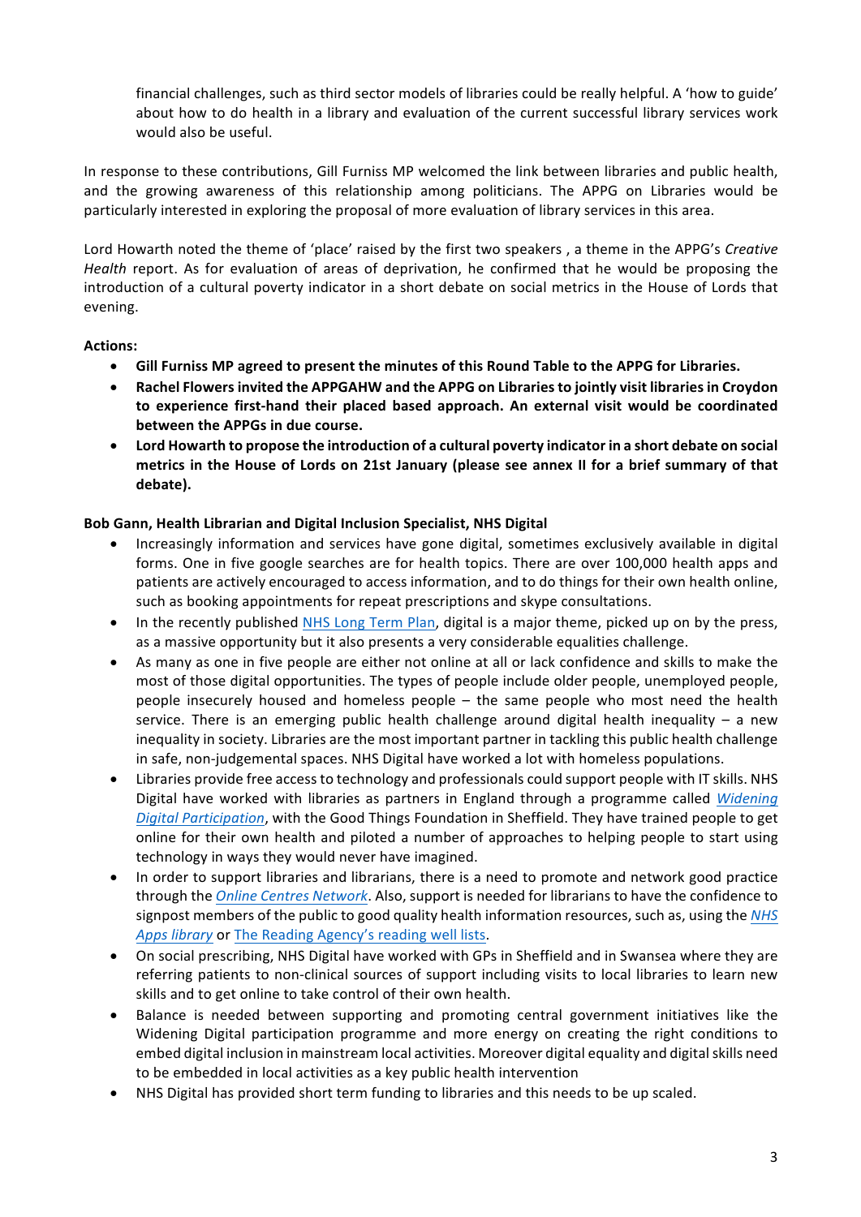financial challenges, such as third sector models of libraries could be really helpful. A 'how to guide' about how to do health in a library and evaluation of the current successful library services work would also be useful.

In response to these contributions, Gill Furniss MP welcomed the link between libraries and public health, and the growing awareness of this relationship among politicians. The APPG on Libraries would be particularly interested in exploring the proposal of more evaluation of library services in this area.

Lord Howarth noted the theme of 'place' raised by the first two speakers , a theme in the APPG's *Creative Health* report. As for evaluation of areas of deprivation, he confirmed that he would be proposing the introduction of a cultural poverty indicator in a short debate on social metrics in the House of Lords that evening.

**Actions:**

- **Gill Furniss MP agreed to present the minutes of this Round Table to the APPG for Libraries.**
- **Rachel Flowers invited the APPGAHW and the APPG on Libraries to jointly visit libraries in Croydon to experience first-hand their placed based approach. An external visit would be coordinated between the APPGs in due course.**
- **Lord Howarth to propose the introduction of a cultural poverty indicator in a short debate on social metrics in the House of Lords on 21st January (please see annex II for a brief summary of that debate).**

**Bob Gann, Health Librarian and Digital Inclusion Specialist, NHS Digital**

- Increasingly information and services have gone digital, sometimes exclusively available in digital forms. One in five google searches are for health topics. There are over 100,000 health apps and patients are actively encouraged to access information, and to do things for their own health online, such as booking appointments for repeat prescriptions and skype consultations.
- In the recently published NHS Long Term Plan, digital is a major theme, picked up on by the press, as a massive opportunity but it also presents a very considerable equalities challenge.
- As many as one in five people are either not online at all or lack confidence and skills to make the most of those digital opportunities. The types of people include older people, unemployed people, people insecurely housed and homeless people – the same people who most need the health service. There is an emerging public health challenge around digital health inequality – a new inequality in society. Libraries are the most important partner in tackling this public health challenge in safe, non-judgemental spaces. NHS Digital have worked a lot with homeless populations.
- Libraries provide free access to technology and professionals could support people with IT skills. NHS Digital have worked with libraries as partners in England through a programme called *Widening Digital Participation*, with the Good Things Foundation in Sheffield. They have trained people to get online for their own health and piloted a number of approaches to helping people to start using technology in ways they would never have imagined.
- In order to support libraries and librarians, there is a need to promote and network good practice through the *Online Centres Network*. Also, support is needed for librarians to have the confidence to signpost members of the public to good quality health information resources, such as, using the *NHS Apps library* or The Reading Agency's reading well lists.
- On social prescribing, NHS Digital have worked with GPs in Sheffield and in Swansea where they are referring patients to non-clinical sources of support including visits to local libraries to learn new skills and to get online to take control of their own health.
- Balance is needed between supporting and promoting central government initiatives like the Widening Digital participation programme and more energy on creating the right conditions to embed digital inclusion in mainstream local activities. Moreover digital equality and digital skills need to be embedded in local activities as a key public health intervention
- NHS Digital has provided short term funding to libraries and this needs to be up scaled.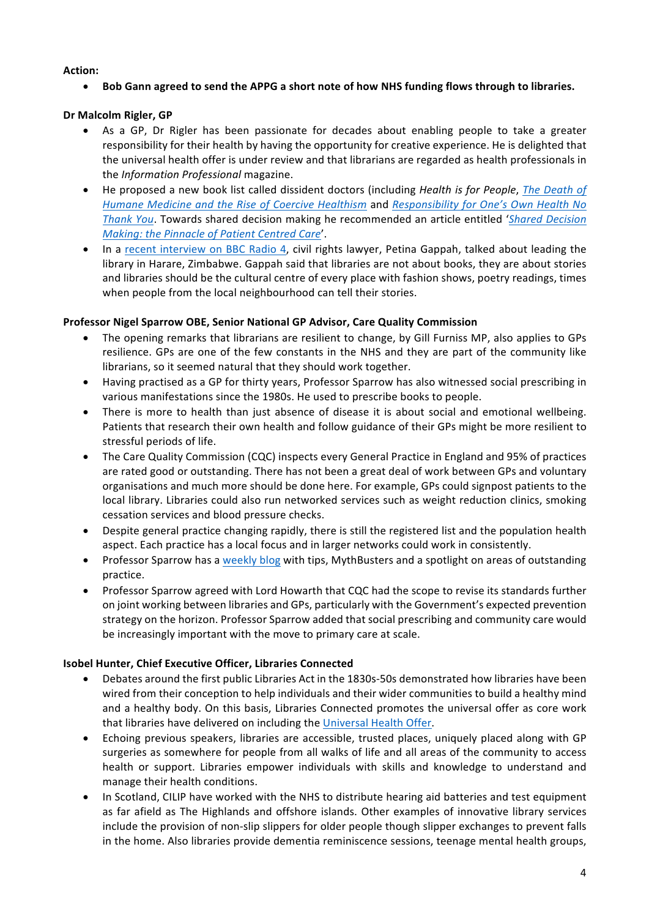**Action:**

- **Bob Gann agreed to send the APPG a short note of how NHS funding flows through to libraries.**

**Dr Malcolm Rigler, GP**

- As a GP, Dr Rigler has been passionate for decades about enabling people to take a greater responsibility for their health by having the opportunity for creative experience. He is delighted that the universal health offer is under review and that librarians are regarded as health professionals in the *Information Professional* magazine.
- He proposed a new book list called dissident doctors (including *Health is for People*, *The Death of Humane Medicine and the Rise of Coercive Healthism* and *Responsibility for One's Own Health No Thank You*. Towards shared decision making he recommended an article entitled '*Shared Decision Making: the Pinnacle of Patient Centred Care*'.
- In a recent interview on BBC Radio 4, civil rights lawyer, Petina Gappah, talked about leading the library in Harare, Zimbabwe. Gappah said that libraries are not about books, they are about stories and libraries should be the cultural centre of every place with fashion shows, poetry readings, times when people from the local neighbourhood can tell their stories.

**Professor Nigel Sparrow OBE, Senior National GP Advisor, Care Quality Commission**

- The opening remarks that librarians are resilient to change, by Gill Furniss MP, also applies to GPs resilience. GPs are one of the few constants in the NHS and they are part of the community like librarians, so it seemed natural that they should work together.
- Having practised as a GP for thirty years, Professor Sparrow has also witnessed social prescribing in various manifestations since the 1980s. He used to prescribe books to people.
- There is more to health than just absence of disease it is about social and emotional wellbeing. Patients that research their own health and follow guidance of their GPs might be more resilient to stressful periods of life.
- The Care Quality Commission (CQC) inspects every General Practice in England and 95% of practices are rated good or outstanding. There has not been a great deal of work between GPs and voluntary organisations and much more should be done here. For example, GPs could signpost patients to the local library. Libraries could also run networked services such as weight reduction clinics, smoking cessation services and blood pressure checks.
- Despite general practice changing rapidly, there is still the registered list and the population health aspect. Each practice has a local focus and in larger networks could work in consistently.
- Professor Sparrow has a weekly blog with tips, MythBusters and a spotlight on areas of outstanding practice.
- Professor Sparrow agreed with Lord Howarth that CQC had the scope to revise its standards further on joint working between libraries and GPs, particularly with the Government's expected prevention strategy on the horizon. Professor Sparrow added that social prescribing and community care would be increasingly important with the move to primary care at scale.

**Isobel Hunter, Chief Executive Officer, Libraries Connected**

- Debates around the first public Libraries Act in the 1830s-50s demonstrated how libraries have been wired from their conception to help individuals and their wider communities to build a healthy mind and a healthy body. On this basis, Libraries Connected promotes the universal offer as core work that libraries have delivered on including the Universal Health Offer.
- Echoing previous speakers, libraries are accessible, trusted places, uniquely placed along with GP surgeries as somewhere for people from all walks of life and all areas of the community to access health or support. Libraries empower individuals with skills and knowledge to understand and manage their health conditions.
- In Scotland, CILIP have worked with the NHS to distribute hearing aid batteries and test equipment as far afield as The Highlands and offshore islands. Other examples of innovative library services include the provision of non-slip slippers for older people though slipper exchanges to prevent falls in the home. Also libraries provide dementia reminiscence sessions, teenage mental health groups,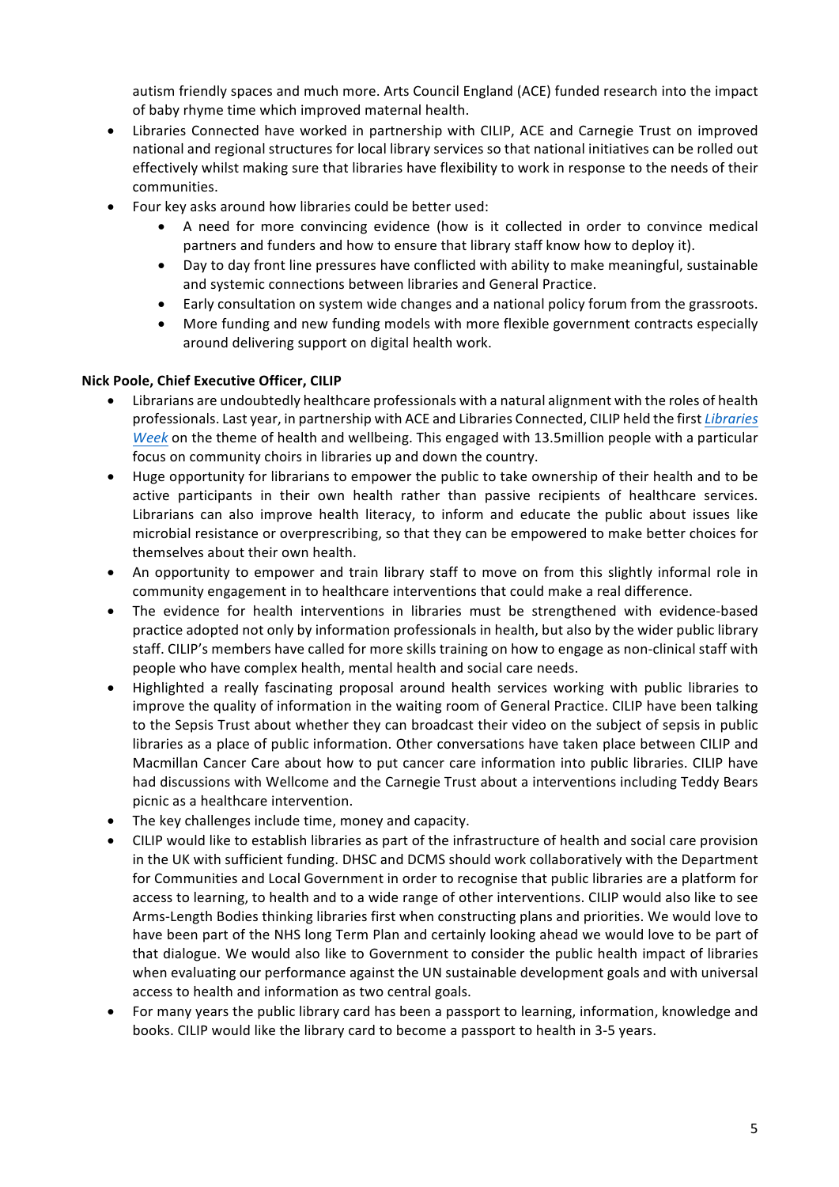autism friendly spaces and much more. Arts Council England (ACE) funded research into the impact of baby rhyme time which improved maternal health.

- Libraries Connected have worked in partnership with CILIP, ACE and Carnegie Trust on improved national and regional structures for local library services so that national initiatives can be rolled out effectively whilst making sure that libraries have flexibility to work in response to the needs of their communities.
- Four key asks around how libraries could be better used:
  - A need for more convincing evidence (how is it collected in order to convince medical partners and funders and how to ensure that library staff know how to deploy it).
  - Day to day front line pressures have conflicted with ability to make meaningful, sustainable and systemic connections between libraries and General Practice.
  - Early consultation on system wide changes and a national policy forum from the grassroots.
  - More funding and new funding models with more flexible government contracts especially around delivering support on digital health work.

**Nick Poole, Chief Executive Officer, CILIP**

- Librarians are undoubtedly healthcare professionals with a natural alignment with the roles of health professionals. Last year, in partnership with ACE and Libraries Connected, CILIP held the first *Libraries Week* on the theme of health and wellbeing. This engaged with 13.5million people with a particular focus on community choirs in libraries up and down the country.
- Huge opportunity for librarians to empower the public to take ownership of their health and to be active participants in their own health rather than passive recipients of healthcare services. Librarians can also improve health literacy, to inform and educate the public about issues like microbial resistance or overprescribing, so that they can be empowered to make better choices for themselves about their own health.
- An opportunity to empower and train library staff to move on from this slightly informal role in community engagement in to healthcare interventions that could make a real difference.
- The evidence for health interventions in libraries must be strengthened with evidence-based practice adopted not only by information professionals in health, but also by the wider public library staff. CILIP's members have called for more skills training on how to engage as non-clinical staff with people who have complex health, mental health and social care needs.
- Highlighted a really fascinating proposal around health services working with public libraries to improve the quality of information in the waiting room of General Practice. CILIP have been talking to the Sepsis Trust about whether they can broadcast their video on the subject of sepsis in public libraries as a place of public information. Other conversations have taken place between CILIP and Macmillan Cancer Care about how to put cancer care information into public libraries. CILIP have had discussions with Wellcome and the Carnegie Trust about a interventions including Teddy Bears picnic as a healthcare intervention.
- The key challenges include time, money and capacity.
- CILIP would like to establish libraries as part of the infrastructure of health and social care provision in the UK with sufficient funding. DHSC and DCMS should work collaboratively with the Department for Communities and Local Government in order to recognise that public libraries are a platform for access to learning, to health and to a wide range of other interventions. CILIP would also like to see Arms-Length Bodies thinking libraries first when constructing plans and priorities. We would love to have been part of the NHS long Term Plan and certainly looking ahead we would love to be part of that dialogue. We would also like to Government to consider the public health impact of libraries when evaluating our performance against the UN sustainable development goals and with universal access to health and information as two central goals.
- For many years the public library card has been a passport to learning, information, knowledge and books. CILIP would like the library card to become a passport to health in 3-5 years.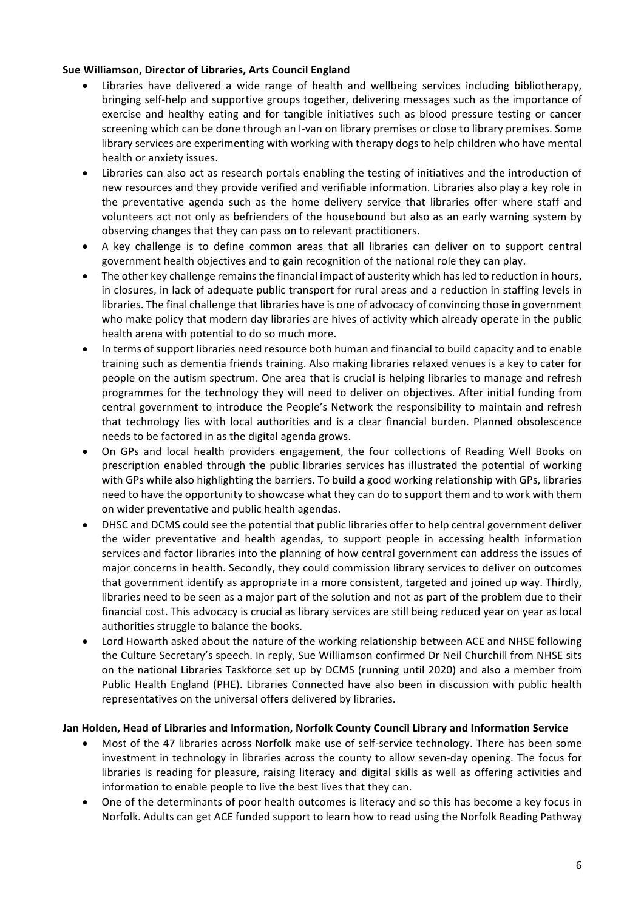**Sue Williamson, Director of Libraries, Arts Council England**

- Libraries have delivered a wide range of health and wellbeing services including bibliotherapy, bringing self-help and supportive groups together, delivering messages such as the importance of exercise and healthy eating and for tangible initiatives such as blood pressure testing or cancer screening which can be done through an I-van on library premises or close to library premises. Some library services are experimenting with working with therapy dogs to help children who have mental health or anxiety issues.
- Libraries can also act as research portals enabling the testing of initiatives and the introduction of new resources and they provide verified and verifiable information. Libraries also play a key role in the preventative agenda such as the home delivery service that libraries offer where staff and volunteers act not only as befrienders of the housebound but also as an early warning system by observing changes that they can pass on to relevant practitioners.
- A key challenge is to define common areas that all libraries can deliver on to support central government health objectives and to gain recognition of the national role they can play.
- The other key challenge remains the financial impact of austerity which has led to reduction in hours, in closures, in lack of adequate public transport for rural areas and a reduction in staffing levels in libraries. The final challenge that libraries have is one of advocacy of convincing those in government who make policy that modern day libraries are hives of activity which already operate in the public health arena with potential to do so much more.
- In terms of support libraries need resource both human and financial to build capacity and to enable training such as dementia friends training. Also making libraries relaxed venues is a key to cater for people on the autism spectrum. One area that is crucial is helping libraries to manage and refresh programmes for the technology they will need to deliver on objectives. After initial funding from central government to introduce the People's Network the responsibility to maintain and refresh that technology lies with local authorities and is a clear financial burden. Planned obsolescence needs to be factored in as the digital agenda grows.
- On GPs and local health providers engagement, the four collections of Reading Well Books on prescription enabled through the public libraries services has illustrated the potential of working with GPs while also highlighting the barriers. To build a good working relationship with GPs, libraries need to have the opportunity to showcase what they can do to support them and to work with them on wider preventative and public health agendas.
- DHSC and DCMS could see the potential that public libraries offer to help central government deliver the wider preventative and health agendas, to support people in accessing health information services and factor libraries into the planning of how central government can address the issues of major concerns in health. Secondly, they could commission library services to deliver on outcomes that government identify as appropriate in a more consistent, targeted and joined up way. Thirdly, libraries need to be seen as a major part of the solution and not as part of the problem due to their financial cost. This advocacy is crucial as library services are still being reduced year on year as local authorities struggle to balance the books.
- Lord Howarth asked about the nature of the working relationship between ACE and NHSE following the Culture Secretary's speech. In reply, Sue Williamson confirmed Dr Neil Churchill from NHSE sits on the national Libraries Taskforce set up by DCMS (running until 2020) and also a member from Public Health England (PHE). Libraries Connected have also been in discussion with public health representatives on the universal offers delivered by libraries.

**Jan Holden, Head of Libraries and Information, Norfolk County Council Library and Information Service**

- Most of the 47 libraries across Norfolk make use of self-service technology. There has been some investment in technology in libraries across the county to allow seven-day opening. The focus for libraries is reading for pleasure, raising literacy and digital skills as well as offering activities and information to enable people to live the best lives that they can.
- One of the determinants of poor health outcomes is literacy and so this has become a key focus in Norfolk. Adults can get ACE funded support to learn how to read using the Norfolk Reading Pathway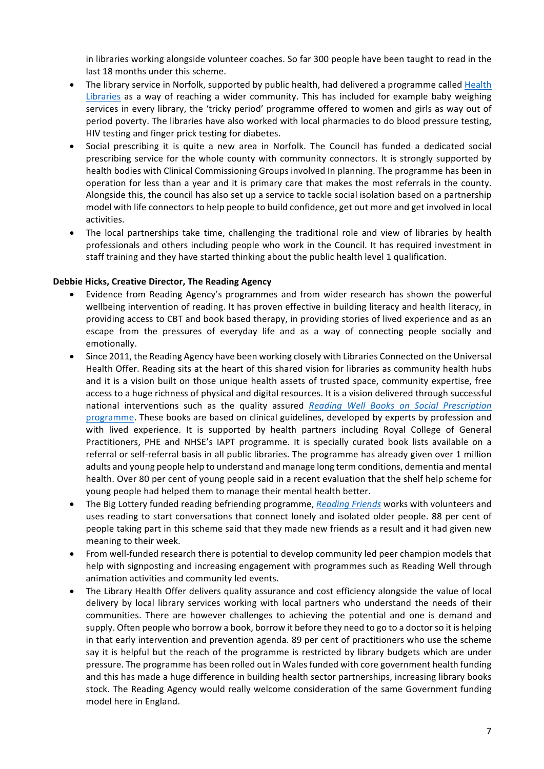in libraries working alongside volunteer coaches. So far 300 people have been taught to read in the last 18 months under this scheme.

- The library service in Norfolk, supported by public health, had delivered a programme called Health Libraries as a way of reaching a wider community. This has included for example baby weighing services in every library, the 'tricky period' programme offered to women and girls as way out of period poverty. The libraries have also worked with local pharmacies to do blood pressure testing, HIV testing and finger prick testing for diabetes.
- Social prescribing it is quite a new area in Norfolk. The Council has funded a dedicated social prescribing service for the whole county with community connectors. It is strongly supported by health bodies with Clinical Commissioning Groups involved In planning. The programme has been in operation for less than a year and it is primary care that makes the most referrals in the county. Alongside this, the council has also set up a service to tackle social isolation based on a partnership model with life connectors to help people to build confidence, get out more and get involved in local activities.
- The local partnerships take time, challenging the traditional role and view of libraries by health professionals and others including people who work in the Council. It has required investment in staff training and they have started thinking about the public health level 1 qualification.

**Debbie Hicks, Creative Director, The Reading Agency**

- Evidence from Reading Agency's programmes and from wider research has shown the powerful wellbeing intervention of reading. It has proven effective in building literacy and health literacy, in providing access to CBT and book based therapy, in providing stories of lived experience and as an escape from the pressures of everyday life and as a way of connecting people socially and emotionally.
- Since 2011, the Reading Agency have been working closely with Libraries Connected on the Universal Health Offer. Reading sits at the heart of this shared vision for libraries as community health hubs and it is a vision built on those unique health assets of trusted space, community expertise, free access to a huge richness of physical and digital resources. It is a vision delivered through successful national interventions such as the quality assured *Reading Well Books on Social Prescription programme*. These books are based on clinical guidelines, developed by experts by profession and with lived experience. It is supported by health partners including Royal College of General Practitioners, PHE and NHSE's IAPT programme. It is specially curated book lists available on a referral or self-referral basis in all public libraries. The programme has already given over 1 million adults and young people help to understand and manage long term conditions, dementia and mental health. Over 80 per cent of young people said in a recent evaluation that the shelf help scheme for young people had helped them to manage their mental health better.
- The Big Lottery funded reading befriending programme, *Reading Friends* works with volunteers and uses reading to start conversations that connect lonely and isolated older people. 88 per cent of people taking part in this scheme said that they made new friends as a result and it had given new meaning to their week.
- From well-funded research there is potential to develop community led peer champion models that help with signposting and increasing engagement with programmes such as Reading Well through animation activities and community led events.
- The Library Health Offer delivers quality assurance and cost efficiency alongside the value of local delivery by local library services working with local partners who understand the needs of their communities. There are however challenges to achieving the potential and one is demand and supply. Often people who borrow a book, borrow it before they need to go to a doctor so it is helping in that early intervention and prevention agenda. 89 per cent of practitioners who use the scheme say it is helpful but the reach of the programme is restricted by library budgets which are under pressure. The programme has been rolled out in Wales funded with core government health funding and this has made a huge difference in building health sector partnerships, increasing library books stock. The Reading Agency would really welcome consideration of the same Government funding model here in England.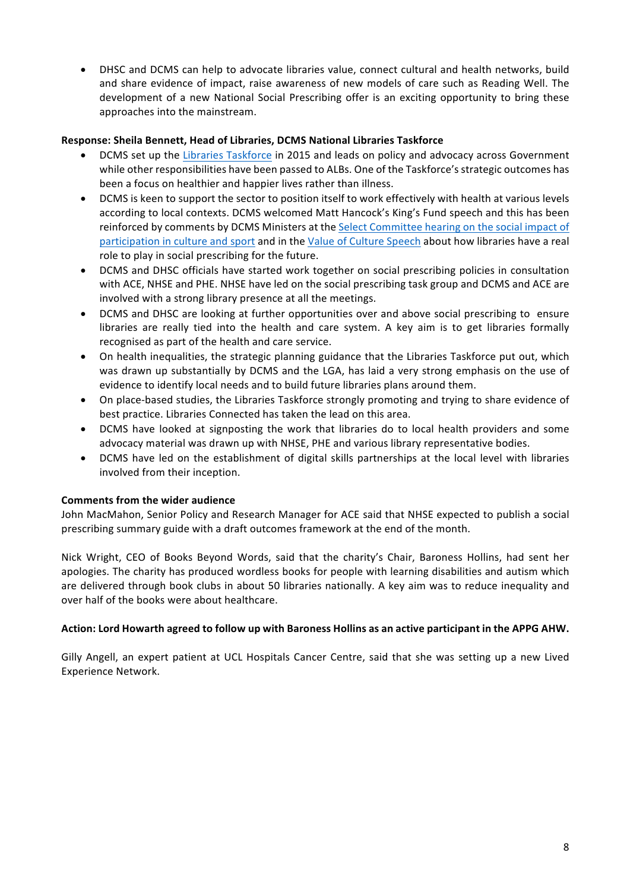- DHSC and DCMS can help to advocate libraries value, connect cultural and health networks, build and share evidence of impact, raise awareness of new models of care such as Reading Well. The development of a new National Social Prescribing offer is an exciting opportunity to bring these approaches into the mainstream.

**Response: Sheila Bennett, Head of Libraries, DCMS National Libraries Taskforce**

- DCMS set up the Libraries Taskforce in 2015 and leads on policy and advocacy across Government while other responsibilities have been passed to ALBs. One of the Taskforce's strategic outcomes has been a focus on healthier and happier lives rather than illness.
- DCMS is keen to support the sector to position itself to work effectively with health at various levels according to local contexts. DCMS welcomed Matt Hancock's King's Fund speech and this has been reinforced by comments by DCMS Ministers at the Select Committee hearing on the social impact of participation in culture and sport and in the Value of Culture Speech about how libraries have a real role to play in social prescribing for the future.
- DCMS and DHSC officials have started work together on social prescribing policies in consultation with ACE, NHSE and PHE. NHSE have led on the social prescribing task group and DCMS and ACE are involved with a strong library presence at all the meetings.
- DCMS and DHSC are looking at further opportunities over and above social prescribing to ensure libraries are really tied into the health and care system. A key aim is to get libraries formally recognised as part of the health and care service.
- On health inequalities, the strategic planning guidance that the Libraries Taskforce put out, which was drawn up substantially by DCMS and the LGA, has laid a very strong emphasis on the use of evidence to identify local needs and to build future libraries plans around them.
- On place-based studies, the Libraries Taskforce strongly promoting and trying to share evidence of best practice. Libraries Connected has taken the lead on this area.
- DCMS have looked at signposting the work that libraries do to local health providers and some advocacy material was drawn up with NHSE, PHE and various library representative bodies.
- DCMS have led on the establishment of digital skills partnerships at the local level with libraries involved from their inception.

**Comments from the wider audience**

John MacMahon, Senior Policy and Research Manager for ACE said that NHSE expected to publish a social prescribing summary guide with a draft outcomes framework at the end of the month.

Nick Wright, CEO of Books Beyond Words, said that the charity's Chair, Baroness Hollins, had sent her apologies. The charity has produced wordless books for people with learning disabilities and autism which are delivered through book clubs in about 50 libraries nationally. A key aim was to reduce inequality and over half of the books were about healthcare.

**Action: Lord Howarth agreed to follow up with Baroness Hollins as an active participant in the APPG AHW.**

Gilly Angell, an expert patient at UCL Hospitals Cancer Centre, said that she was setting up a new Lived Experience Network.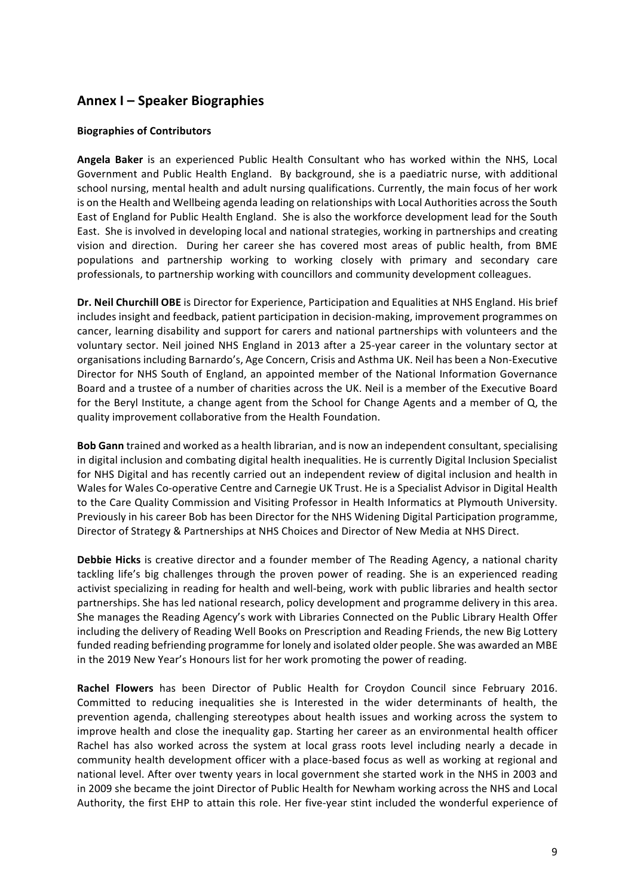## Annex I – Speaker Biographies

**Biographies of Contributors**

**Angela Baker** is an experienced Public Health Consultant who has worked within the NHS, Local Government and Public Health England. By background, she is a paediatric nurse, with additional school nursing, mental health and adult nursing qualifications. Currently, the main focus of her work is on the Health and Wellbeing agenda leading on relationships with Local Authorities across the South East of England for Public Health England. She is also the workforce development lead for the South East. She is involved in developing local and national strategies, working in partnerships and creating vision and direction. During her career she has covered most areas of public health, from BME populations and partnership working to working closely with primary and secondary care professionals, to partnership working with councillors and community development colleagues.

**Dr. Neil Churchill OBE** is Director for Experience, Participation and Equalities at NHS England. His brief includes insight and feedback, patient participation in decision-making, improvement programmes on cancer, learning disability and support for carers and national partnerships with volunteers and the voluntary sector. Neil joined NHS England in 2013 after a 25-year career in the voluntary sector at organisations including Barnardo's, Age Concern, Crisis and Asthma UK. Neil has been a Non-Executive Director for NHS South of England, an appointed member of the National Information Governance Board and a trustee of a number of charities across the UK. Neil is a member of the Executive Board for the Beryl Institute, a change agent from the School for Change Agents and a member of Q, the quality improvement collaborative from the Health Foundation.

**Bob Gann** trained and worked as a health librarian, and is now an independent consultant, specialising in digital inclusion and combating digital health inequalities. He is currently Digital Inclusion Specialist for NHS Digital and has recently carried out an independent review of digital inclusion and health in Wales for Wales Co-operative Centre and Carnegie UK Trust. He is a Specialist Advisor in Digital Health to the Care Quality Commission and Visiting Professor in Health Informatics at Plymouth University. Previously in his career Bob has been Director for the NHS Widening Digital Participation programme, Director of Strategy & Partnerships at NHS Choices and Director of New Media at NHS Direct.

**Debbie Hicks** is creative director and a founder member of The Reading Agency, a national charity tackling life's big challenges through the proven power of reading. She is an experienced reading activist specializing in reading for health and well-being, work with public libraries and health sector partnerships. She has led national research, policy development and programme delivery in this area. She manages the Reading Agency's work with Libraries Connected on the Public Library Health Offer including the delivery of Reading Well Books on Prescription and Reading Friends, the new Big Lottery funded reading befriending programme for lonely and isolated older people. She was awarded an MBE in the 2019 New Year's Honours list for her work promoting the power of reading.

**Rachel Flowers** has been Director of Public Health for Croydon Council since February 2016. Committed to reducing inequalities she is Interested in the wider determinants of health, the prevention agenda, challenging stereotypes about health issues and working across the system to improve health and close the inequality gap. Starting her career as an environmental health officer Rachel has also worked across the system at local grass roots level including nearly a decade in community health development officer with a place-based focus as well as working at regional and national level. After over twenty years in local government she started work in the NHS in 2003 and in 2009 she became the joint Director of Public Health for Newham working across the NHS and Local Authority, the first EHP to attain this role. Her five-year stint included the wonderful experience of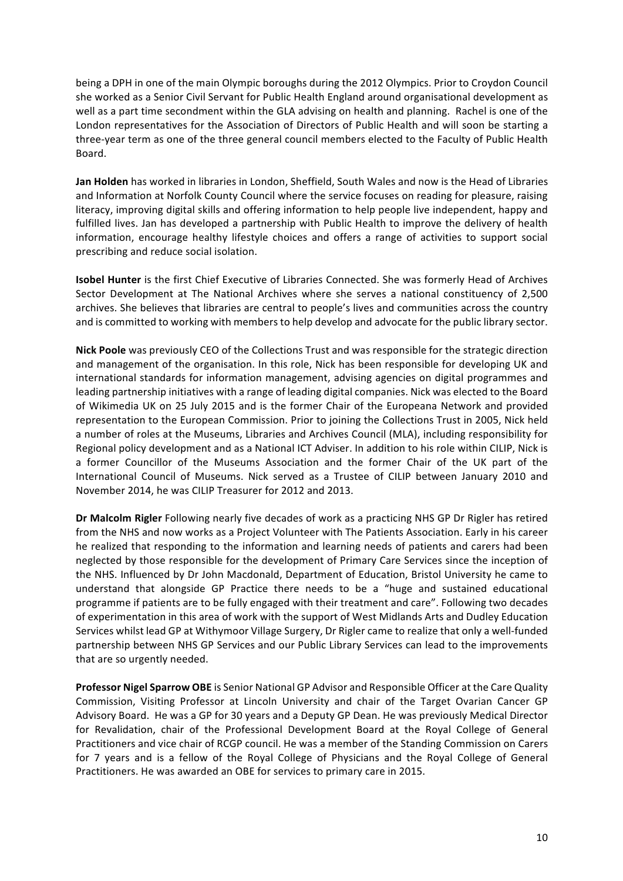being a DPH in one of the main Olympic boroughs during the 2012 Olympics. Prior to Croydon Council she worked as a Senior Civil Servant for Public Health England around organisational development as well as a part time secondment within the GLA advising on health and planning. Rachel is one of the London representatives for the Association of Directors of Public Health and will soon be starting a three-year term as one of the three general council members elected to the Faculty of Public Health Board.

**Jan Holden** has worked in libraries in London, Sheffield, South Wales and now is the Head of Libraries and Information at Norfolk County Council where the service focuses on reading for pleasure, raising literacy, improving digital skills and offering information to help people live independent, happy and fulfilled lives. Jan has developed a partnership with Public Health to improve the delivery of health information, encourage healthy lifestyle choices and offers a range of activities to support social prescribing and reduce social isolation.

**Isobel Hunter** is the first Chief Executive of Libraries Connected. She was formerly Head of Archives Sector Development at The National Archives where she serves a national constituency of 2,500 archives. She believes that libraries are central to people's lives and communities across the country and is committed to working with members to help develop and advocate for the public library sector.

**Nick Poole** was previously CEO of the Collections Trust and was responsible for the strategic direction and management of the organisation. In this role, Nick has been responsible for developing UK and international standards for information management, advising agencies on digital programmes and leading partnership initiatives with a range of leading digital companies. Nick was elected to the Board of Wikimedia UK on 25 July 2015 and is the former Chair of the Europeana Network and provided representation to the European Commission. Prior to joining the Collections Trust in 2005, Nick held a number of roles at the Museums, Libraries and Archives Council (MLA), including responsibility for Regional policy development and as a National ICT Adviser. In addition to his role within CILIP, Nick is a former Councillor of the Museums Association and the former Chair of the UK part of the International Council of Museums. Nick served as a Trustee of CILIP between January 2010 and November 2014, he was CILIP Treasurer for 2012 and 2013.

**Dr Malcolm Rigler** Following nearly five decades of work as a practicing NHS GP Dr Rigler has retired from the NHS and now works as a Project Volunteer with The Patients Association. Early in his career he realized that responding to the information and learning needs of patients and carers had been neglected by those responsible for the development of Primary Care Services since the inception of the NHS. Influenced by Dr John Macdonald, Department of Education, Bristol University he came to understand that alongside GP Practice there needs to be a "huge and sustained educational programme if patients are to be fully engaged with their treatment and care". Following two decades of experimentation in this area of work with the support of West Midlands Arts and Dudley Education Services whilst lead GP at Withymoor Village Surgery, Dr Rigler came to realize that only a well-funded partnership between NHS GP Services and our Public Library Services can lead to the improvements that are so urgently needed.

**Professor Nigel Sparrow OBE** is Senior National GP Advisor and Responsible Officer at the Care Quality Commission, Visiting Professor at Lincoln University and chair of the Target Ovarian Cancer GP Advisory Board. He was a GP for 30 years and a Deputy GP Dean. He was previously Medical Director for Revalidation, chair of the Professional Development Board at the Royal College of General Practitioners and vice chair of RCGP council. He was a member of the Standing Commission on Carers for 7 years and is a fellow of the Royal College of Physicians and the Royal College of General Practitioners. He was awarded an OBE for services to primary care in 2015.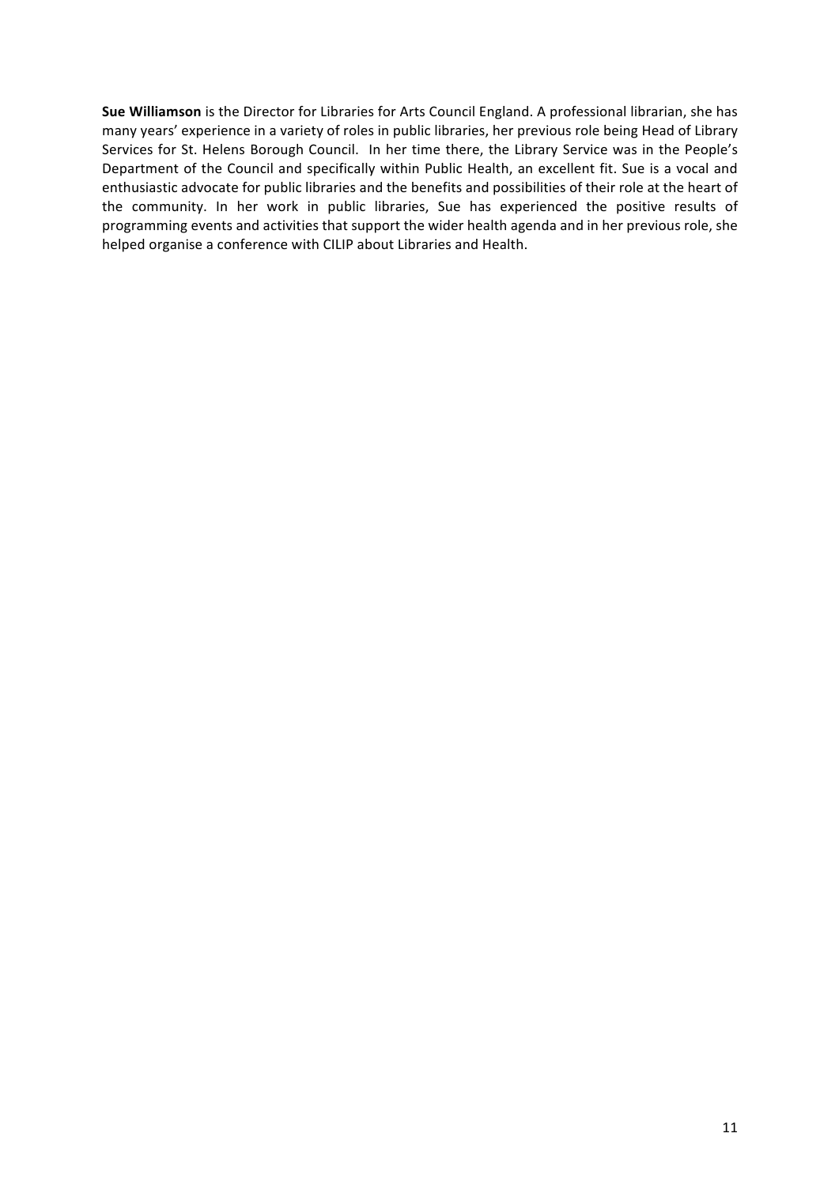**Sue Williamson** is the Director for Libraries for Arts Council England. A professional librarian, she has many years' experience in a variety of roles in public libraries, her previous role being Head of Library Services for St. Helens Borough Council. In her time there, the Library Service was in the People's Department of the Council and specifically within Public Health, an excellent fit. Sue is a vocal and enthusiastic advocate for public libraries and the benefits and possibilities of their role at the heart of the community. In her work in public libraries, Sue has experienced the positive results of programming events and activities that support the wider health agenda and in her previous role, she helped organise a conference with CILIP about Libraries and Health.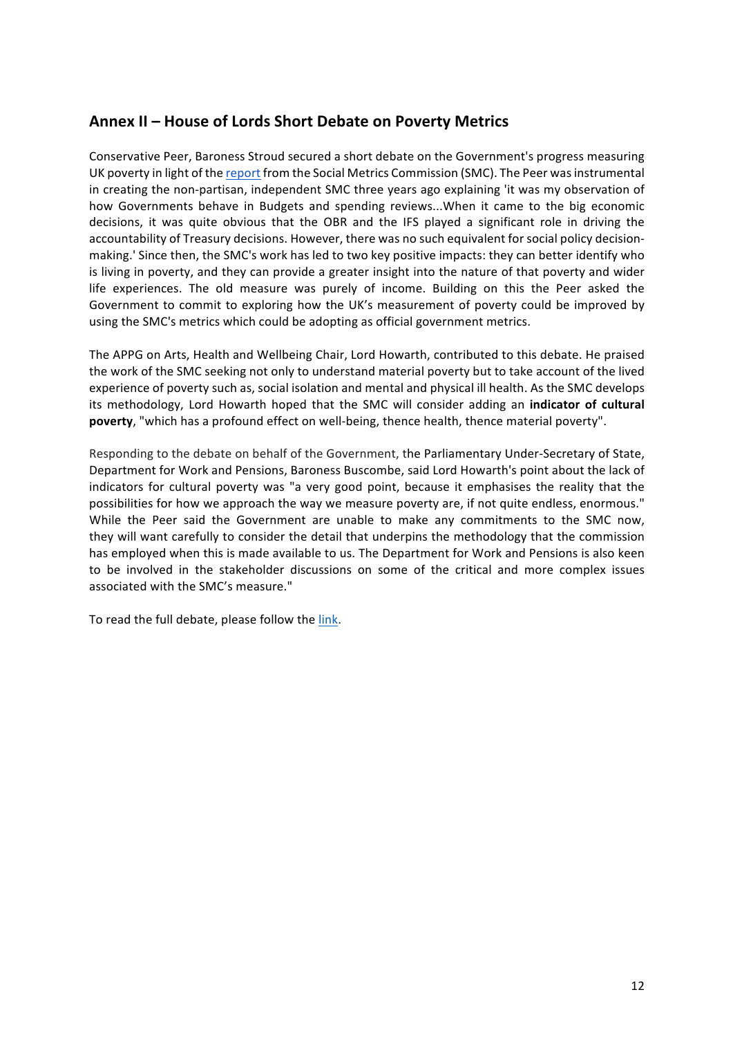## Annex II – House of Lords Short Debate on Poverty Metrics

Conservative Peer, Baroness Stroud secured a short debate on the Government's progress measuring UK poverty in light of the report from the Social Metrics Commission (SMC). The Peer was instrumental in creating the non-partisan, independent SMC three years ago explaining 'it was my observation of how Governments behave in Budgets and spending reviews...When it came to the big economic decisions, it was quite obvious that the OBR and the IFS played a significant role in driving the accountability of Treasury decisions. However, there was no such equivalent for social policy decision-making.' Since then, the SMC's work has led to two key positive impacts: they can better identify who is living in poverty, and they can provide a greater insight into the nature of that poverty and wider life experiences. The old measure was purely of income. Building on this the Peer asked the Government to commit to exploring how the UK's measurement of poverty could be improved by using the SMC's metrics which could be adopting as official government metrics.

The APPG on Arts, Health and Wellbeing Chair, Lord Howarth, contributed to this debate. He praised the work of the SMC seeking not only to understand material poverty but to take account of the lived experience of poverty such as, social isolation and mental and physical ill health. As the SMC develops its methodology, Lord Howarth hoped that the SMC will consider adding an **indicator of cultural poverty**, "which has a profound effect on well-being, thence health, thence material poverty".

Responding to the debate on behalf of the Government, the Parliamentary Under-Secretary of State, Department for Work and Pensions, Baroness Buscombe, said Lord Howarth's point about the lack of indicators for cultural poverty was "a very good point, because it emphasises the reality that the possibilities for how we approach the way we measure poverty are, if not quite endless, enormous." While the Peer said the Government are unable to make any commitments to the SMC now, they will want carefully to consider the detail that underpins the methodology that the commission has employed when this is made available to us. The Department for Work and Pensions is also keen to be involved in the stakeholder discussions on some of the critical and more complex issues associated with the SMC's measure."

To read the full debate, please follow the link.